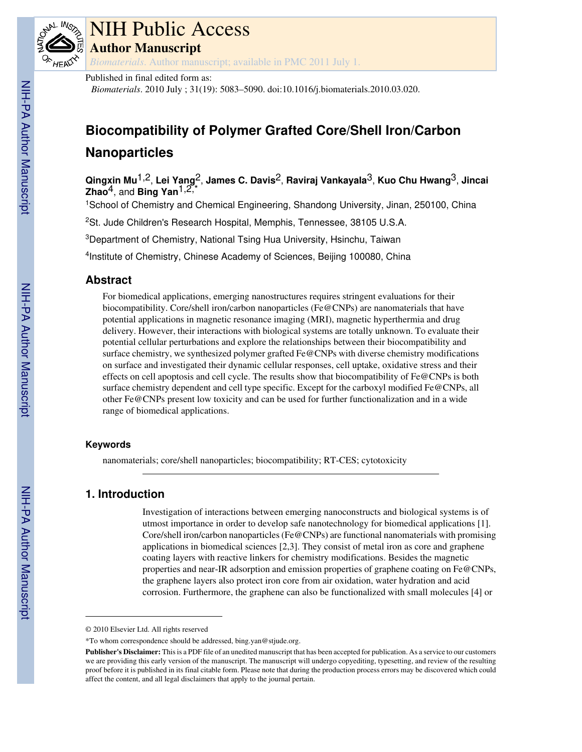# NIH Public Access

## Author Manuscript

*Biomaterials*. Author manuscript; available in PMC 2011 July 1.

Published in final edited form as:

*Biomaterials*. 2010 July ; 31(19): 5083–5090. doi:10.1016/j.biomaterials.2010.03.020.

# Biocompatibility of Polymer Grafted Core/Shell Iron/Carbon Nanoparticles

**Qingxin Mu**[1,2], **Lei Yang**[2], **James C. Davis**[2], **Raviraj Vankayala**[3], **Kuo Chu Hwang**[3], **Jincai Zhao**[4], and **Bing Yan**[1,2,*]

[1]School of Chemistry and Chemical Engineering, Shandong University, Jinan, 250100, China

[2]St. Jude Children's Research Hospital, Memphis, Tennessee, 38105 U.S.A.

[3]Department of Chemistry, National Tsing Hua University, Hsinchu, Taiwan

[4]Institute of Chemistry, Chinese Academy of Sciences, Beijing 100080, China

## Abstract

For biomedical applications, emerging nanostructures requires stringent evaluations for their biocompatibility. Core/shell iron/carbon nanoparticles (Fe@CNPs) are nanomaterials that have potential applications in magnetic resonance imaging (MRI), magnetic hyperthermia and drug delivery. However, their interactions with biological systems are totally unknown. To evaluate their potential cellular perturbations and explore the relationships between their biocompatibility and surface chemistry, we synthesized polymer grafted Fe@CNPs with diverse chemistry modifications on surface and investigated their dynamic cellular responses, cell uptake, oxidative stress and their effects on cell apoptosis and cell cycle. The results show that biocompatibility of Fe@CNPs is both surface chemistry dependent and cell type specific. Except for the carboxyl modified Fe@CNPs, all other Fe@CNPs present low toxicity and can be used for further functionalization and in a wide range of biomedical applications.

### Keywords

nanomaterials; core/shell nanoparticles; biocompatibility; RT-CES; cytotoxicity

## 1. Introduction

Investigation of interactions between emerging nanoconstructs and biological systems is of utmost importance in order to develop safe nanotechnology for biomedical applications [1]. Core/shell iron/carbon nanoparticles (Fe@CNPs) are functional nanomaterials with promising applications in biomedical sciences [2,3]. They consist of metal iron as core and graphene coating layers with reactive linkers for chemistry modifications. Besides the magnetic properties and near-IR adsorption and emission properties of graphene coating on Fe@CNPs, the graphene layers also protect iron core from air oxidation, water hydration and acid corrosion. Furthermore, the graphene can also be functionalized with small molecules [4] or

---

© 2010 Elsevier Ltd. All rights reserved

*To whom correspondence should be addressed, bing.yan@stjude.org.

**Publisher's Disclaimer:** This is a PDF file of an unedited manuscript that has been accepted for publication. As a service to our customers we are providing this early version of the manuscript. The manuscript will undergo copyediting, typesetting, and review of the resulting proof before it is published in its final citable form. Please note that during the production process errors may be discovered which could affect the content, and all legal disclaimers that apply to the journal pertain.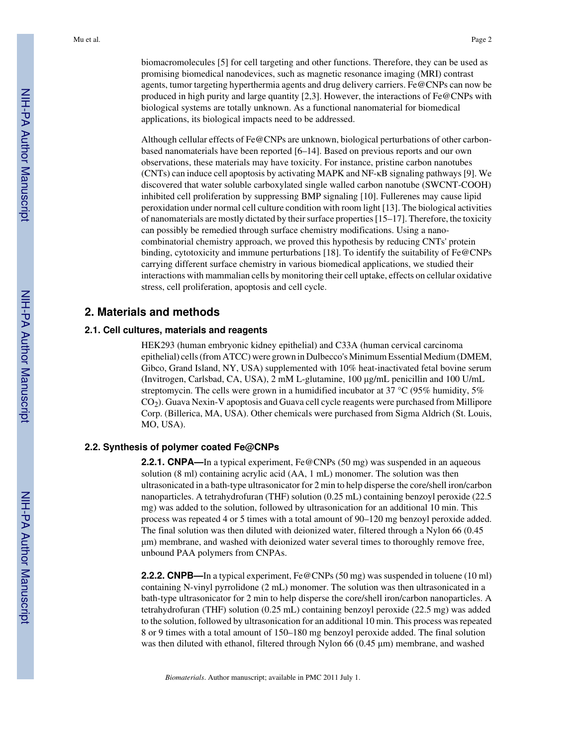biomacromolecules [5] for cell targeting and other functions. Therefore, they can be used as promising biomedical nanodevices, such as magnetic resonance imaging (MRI) contrast agents, tumor targeting hyperthermia agents and drug delivery carriers. Fe@CNPs can now be produced in high purity and large quantity [2,3]. However, the interactions of Fe@CNPs with biological systems are totally unknown. As a functional nanomaterial for biomedical applications, its biological impacts need to be addressed.

Although cellular effects of Fe@CNPs are unknown, biological perturbations of other carbon-based nanomaterials have been reported [6–14]. Based on previous reports and our own observations, these materials may have toxicity. For instance, pristine carbon nanotubes (CNTs) can induce cell apoptosis by activating MAPK and NF-κB signaling pathways [9]. We discovered that water soluble carboxylated single walled carbon nanotube (SWCNT-COOH) inhibited cell proliferation by suppressing BMP signaling [10]. Fullerenes may cause lipid peroxidation under normal cell culture condition with room light [13]. The biological activities of nanomaterials are mostly dictated by their surface properties [15–17]. Therefore, the toxicity can possibly be remedied through surface chemistry modifications. Using a nano-combinatorial chemistry approach, we proved this hypothesis by reducing CNTs' protein binding, cytotoxicity and immune perturbations [18]. To identify the suitability of Fe@CNPs carrying different surface chemistry in various biomedical applications, we studied their interactions with mammalian cells by monitoring their cell uptake, effects on cellular oxidative stress, cell proliferation, apoptosis and cell cycle.

## 2. Materials and methods

### 2.1. Cell cultures, materials and reagents

HEK293 (human embryonic kidney epithelial) and C33A (human cervical carcinoma epithelial) cells (from ATCC) were grown in Dulbecco's Minimum Essential Medium (DMEM, Gibco, Grand Island, NY, USA) supplemented with 10% heat-inactivated fetal bovine serum (Invitrogen, Carlsbad, CA, USA), 2 mM L-glutamine, 100 μg/mL penicillin and 100 U/mL streptomycin. The cells were grown in a humidified incubator at 37 °C (95% humidity, 5% $CO_2$). Guava Nexin-V apoptosis and Guava cell cycle reagents were purchased from Millipore Corp. (Billerica, MA, USA). Other chemicals were purchased from Sigma Aldrich (St. Louis, MO, USA).

### 2.2. Synthesis of polymer coated Fe@CNPs

**2.2.1. CNPA—**In a typical experiment, Fe@CNPs (50 mg) was suspended in an aqueous solution (8 ml) containing acrylic acid (AA, 1 mL) monomer. The solution was then ultrasonicated in a bath-type ultrasonicator for 2 min to help disperse the core/shell iron/carbon nanoparticles. A tetrahydrofuran (THF) solution (0.25 mL) containing benzoyl peroxide (22.5 mg) was added to the solution, followed by ultrasonication for an additional 10 min. This process was repeated 4 or 5 times with a total amount of 90–120 mg benzoyl peroxide added. The final solution was then diluted with deionized water, filtered through a Nylon 66 (0.45 μm) membrane, and washed with deionized water several times to thoroughly remove free, unbound PAA polymers from CNPAs.

**2.2.2. CNPB—**In a typical experiment, Fe@CNPs (50 mg) was suspended in toluene (10 ml) containing N-vinyl pyrrolidone (2 mL) monomer. The solution was then ultrasonicated in a bath-type ultrasonicator for 2 min to help disperse the core/shell iron/carbon nanoparticles. A tetrahydrofuran (THF) solution (0.25 mL) containing benzoyl peroxide (22.5 mg) was added to the solution, followed by ultrasonication for an additional 10 min. This process was repeated 8 or 9 times with a total amount of 150–180 mg benzoyl peroxide added. The final solution was then diluted with ethanol, filtered through Nylon 66 (0.45 μm) membrane, and washed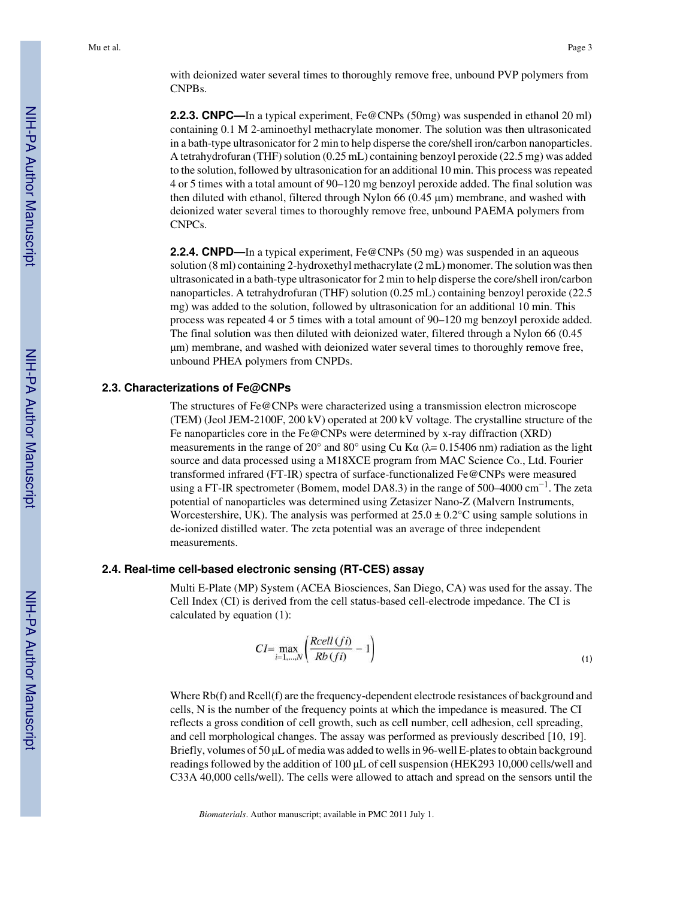with deionized water several times to thoroughly remove free, unbound PVP polymers from CNPBs.

**2.2.3. CNPC—**In a typical experiment, Fe@CNPs (50mg) was suspended in ethanol 20 ml) containing 0.1 M 2-aminoethyl methacrylate monomer. The solution was then ultrasonicated in a bath-type ultrasonicator for 2 min to help disperse the core/shell iron/carbon nanoparticles. A tetrahydrofuran (THF) solution (0.25 mL) containing benzoyl peroxide (22.5 mg) was added to the solution, followed by ultrasonication for an additional 10 min. This process was repeated 4 or 5 times with a total amount of 90–120 mg benzoyl peroxide added. The final solution was then diluted with ethanol, filtered through Nylon 66 (0.45 μm) membrane, and washed with deionized water several times to thoroughly remove free, unbound PAEMA polymers from CNPCs.

**2.2.4. CNPD—**In a typical experiment, Fe@CNPs (50 mg) was suspended in an aqueous solution (8 ml) containing 2-hydroxethyl methacrylate (2 mL) monomer. The solution was then ultrasonicated in a bath-type ultrasonicator for 2 min to help disperse the core/shell iron/carbon nanoparticles. A tetrahydrofuran (THF) solution (0.25 mL) containing benzoyl peroxide (22.5 mg) was added to the solution, followed by ultrasonication for an additional 10 min. This process was repeated 4 or 5 times with a total amount of 90–120 mg benzoyl peroxide added. The final solution was then diluted with deionized water, filtered through a Nylon 66 (0.45 μm) membrane, and washed with deionized water several times to thoroughly remove free, unbound PHEA polymers from CNPDs.

### 2.3. Characterizations of Fe@CNPs

The structures of Fe@CNPs were characterized using a transmission electron microscope (TEM) (Jeol JEM-2100F, 200 kV) operated at 200 kV voltage. The crystalline structure of the Fe nanoparticles core in the Fe@CNPs were determined by x-ray diffraction (XRD) measurements in the range of 20° and 80° using Cu Kα (λ= 0.15406 nm) radiation as the light source and data processed using a M18XCE program from MAC Science Co., Ltd. Fourier transformed infrared (FT-IR) spectra of surface-functionalized Fe@CNPs were measured using a FT-IR spectrometer (Bomem, model DA8.3) in the range of 500–4000 $cm^{-1}$. The zeta potential of nanoparticles was determined using Zetasizer Nano-Z (Malvern Instruments, Worcestershire, UK). The analysis was performed at 25.0 ± 0.2°C using sample solutions in de-ionized distilled water. The zeta potential was an average of three independent measurements.

### 2.4. Real-time cell-based electronic sensing (RT-CES) assay

Multi E-Plate (MP) System (ACEA Biosciences, San Diego, CA) was used for the assay. The Cell Index (CI) is derived from the cell status-based cell-electrode impedance. The CI is calculated by equation (1):

$$CI = \max_{i=1,\ldots,N}\left(\frac{Rcell(fi)}{Rb(fi)} - 1\right) \quad (1)$$

Where Rb(f) and Rcell(f) are the frequency-dependent electrode resistances of background and cells, N is the number of the frequency points at which the impedance is measured. The CI reflects a gross condition of cell growth, such as cell number, cell adhesion, cell spreading, and cell morphological changes. The assay was performed as previously described [10, 19]. Briefly, volumes of 50 μL of media was added to wells in 96-well E-plates to obtain background readings followed by the addition of 100 μL of cell suspension (HEK293 10,000 cells/well and C33A 40,000 cells/well). The cells were allowed to attach and spread on the sensors until the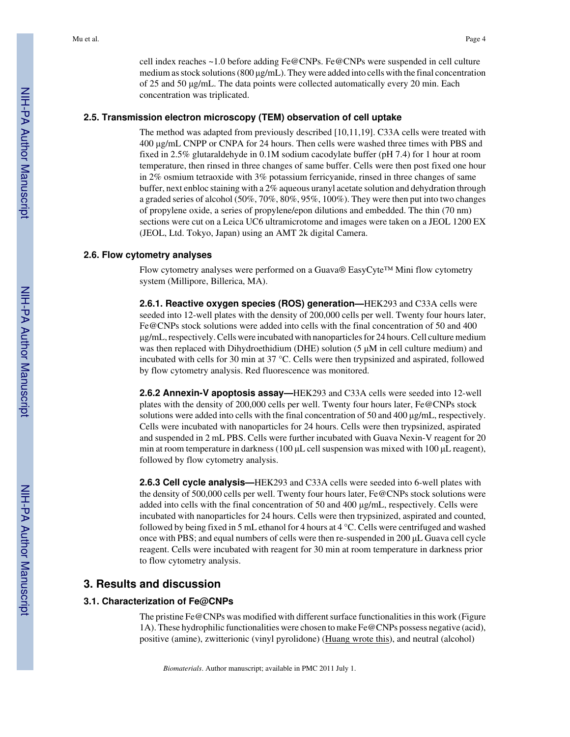cell index reaches ~1.0 before adding Fe@CNPs. Fe@CNPs were suspended in cell culture medium as stock solutions (800 μg/mL). They were added into cells with the final concentration of 25 and 50 μg/mL. The data points were collected automatically every 20 min. Each concentration was triplicated.

### 2.5. Transmission electron microscopy (TEM) observation of cell uptake

The method was adapted from previously described [10,11,19]. C33A cells were treated with 400 μg/mL CNPP or CNPA for 24 hours. Then cells were washed three times with PBS and fixed in 2.5% glutaraldehyde in 0.1M sodium cacodylate buffer (pH 7.4) for 1 hour at room temperature, then rinsed in three changes of same buffer. Cells were then post fixed one hour in 2% osmium tetraoxide with 3% potassium ferricyanide, rinsed in three changes of same buffer, next enbloc staining with a 2% aqueous uranyl acetate solution and dehydration through a graded series of alcohol (50%, 70%, 80%, 95%, 100%). They were then put into two changes of propylene oxide, a series of propylene/epon dilutions and embedded. The thin (70 nm) sections were cut on a Leica UC6 ultramicrotome and images were taken on a JEOL 1200 EX (JEOL, Ltd. Tokyo, Japan) using an AMT 2k digital Camera.

### 2.6. Flow cytometry analyses

Flow cytometry analyses were performed on a Guava® EasyCyte™ Mini flow cytometry system (Millipore, Billerica, MA).

**2.6.1. Reactive oxygen species (ROS) generation—**HEK293 and C33A cells were seeded into 12-well plates with the density of 200,000 cells per well. Twenty four hours later, Fe@CNPs stock solutions were added into cells with the final concentration of 50 and 400 μg/mL, respectively. Cells were incubated with nanoparticles for 24 hours. Cell culture medium was then replaced with Dihydroethidium (DHE) solution (5 μM in cell culture medium) and incubated with cells for 30 min at 37 °C. Cells were then trypsinized and aspirated, followed by flow cytometry analysis. Red fluorescence was monitored.

**2.6.2 Annexin-V apoptosis assay—**HEK293 and C33A cells were seeded into 12-well plates with the density of 200,000 cells per well. Twenty four hours later, Fe@CNPs stock solutions were added into cells with the final concentration of 50 and 400 μg/mL, respectively. Cells were incubated with nanoparticles for 24 hours. Cells were then trypsinized, aspirated and suspended in 2 mL PBS. Cells were further incubated with Guava Nexin-V reagent for 20 min at room temperature in darkness (100 μL cell suspension was mixed with 100 μL reagent), followed by flow cytometry analysis.

**2.6.3 Cell cycle analysis—**HEK293 and C33A cells were seeded into 6-well plates with the density of 500,000 cells per well. Twenty four hours later, Fe@CNPs stock solutions were added into cells with the final concentration of 50 and 400 μg/mL, respectively. Cells were incubated with nanoparticles for 24 hours. Cells were then trypsinized, aspirated and counted, followed by being fixed in 5 mL ethanol for 4 hours at 4 °C. Cells were centrifuged and washed once with PBS; and equal numbers of cells were then re-suspended in 200 μL Guava cell cycle reagent. Cells were incubated with reagent for 30 min at room temperature in darkness prior to flow cytometry analysis.

## 3. Results and discussion

### 3.1. Characterization of Fe@CNPs

The pristine Fe@CNPs was modified with different surface functionalities in this work (Figure 1A). These hydrophilic functionalities were chosen to make Fe@CNPs possess negative (acid), positive (amine), zwitterionic (vinyl pyrolidone) (Huang wrote this), and neutral (alcohol)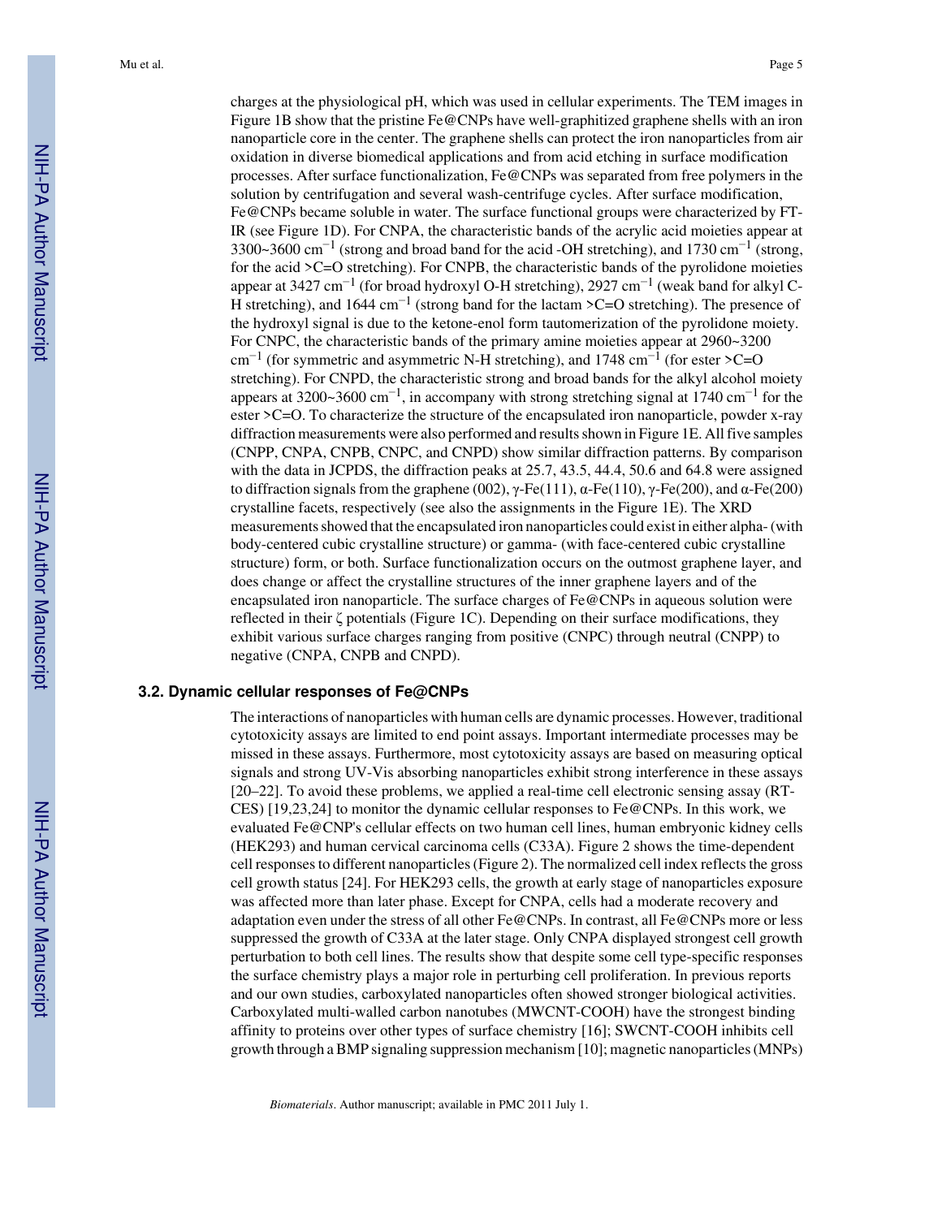charges at the physiological pH, which was used in cellular experiments. The TEM images in Figure 1B show that the pristine Fe@CNPs have well-graphitized graphene shells with an iron nanoparticle core in the center. The graphene shells can protect the iron nanoparticles from air oxidation in diverse biomedical applications and from acid etching in surface modification processes. After surface functionalization, Fe@CNPs was separated from free polymers in the solution by centrifugation and several wash-centrifuge cycles. After surface modification, Fe@CNPs became soluble in water. The surface functional groups were characterized by FT-IR (see Figure 1D). For CNPA, the characteristic bands of the acrylic acid moieties appear at 3300~3600 $cm^{-1}$ (strong and broad band for the acid -OH stretching), and 1730 $cm^{-1}$ (strong, for the acid >C=O stretching). For CNPB, the characteristic bands of the pyrolidone moieties appear at 3427 $cm^{-1}$ (for broad hydroxyl O-H stretching), 2927 $cm^{-1}$ (weak band for alkyl C-H stretching), and 1644 $cm^{-1}$ (strong band for the lactam >C=O stretching). The presence of the hydroxyl signal is due to the ketone-enol form tautomerization of the pyrolidone moiety. For CNPC, the characteristic bands of the primary amine moieties appear at 2960~3200 $cm^{-1}$ (for symmetric and asymmetric N-H stretching), and 1748 $cm^{-1}$ (for ester >C=O stretching). For CNPD, the characteristic strong and broad bands for the alkyl alcohol moiety appears at 3200~3600 $cm^{-1}$, in accompany with strong stretching signal at 1740 $cm^{-1}$ for the ester >C=O. To characterize the structure of the encapsulated iron nanoparticle, powder x-ray diffraction measurements were also performed and results shown in Figure 1E. All five samples (CNPP, CNPA, CNPB, CNPC, and CNPD) show similar diffraction patterns. By comparison with the data in JCPDS, the diffraction peaks at 25.7, 43.5, 44.4, 50.6 and 64.8 were assigned to diffraction signals from the graphene (002), γ-Fe(111), α-Fe(110), γ-Fe(200), and α-Fe(200) crystalline facets, respectively (see also the assignments in the Figure 1E). The XRD measurements showed that the encapsulated iron nanoparticles could exist in either alpha- (with body-centered cubic crystalline structure) or gamma- (with face-centered cubic crystalline structure) form, or both. Surface functionalization occurs on the outmost graphene layer, and does change or affect the crystalline structures of the inner graphene layers and of the encapsulated iron nanoparticle. The surface charges of Fe@CNPs in aqueous solution were reflected in their ζ potentials (Figure 1C). Depending on their surface modifications, they exhibit various surface charges ranging from positive (CNPC) through neutral (CNPP) to negative (CNPA, CNPB and CNPD).

### 3.2. Dynamic cellular responses of Fe@CNPs

The interactions of nanoparticles with human cells are dynamic processes. However, traditional cytotoxicity assays are limited to end point assays. Important intermediate processes may be missed in these assays. Furthermore, most cytotoxicity assays are based on measuring optical signals and strong UV-Vis absorbing nanoparticles exhibit strong interference in these assays [20–22]. To avoid these problems, we applied a real-time cell electronic sensing assay (RT-CES) [19,23,24] to monitor the dynamic cellular responses to Fe@CNPs. In this work, we evaluated Fe@CNP's cellular effects on two human cell lines, human embryonic kidney cells (HEK293) and human cervical carcinoma cells (C33A). Figure 2 shows the time-dependent cell responses to different nanoparticles (Figure 2). The normalized cell index reflects the gross cell growth status [24]. For HEK293 cells, the growth at early stage of nanoparticles exposure was affected more than later phase. Except for CNPA, cells had a moderate recovery and adaptation even under the stress of all other Fe@CNPs. In contrast, all Fe@CNPs more or less suppressed the growth of C33A at the later stage. Only CNPA displayed strongest cell growth perturbation to both cell lines. The results show that despite some cell type-specific responses the surface chemistry plays a major role in perturbing cell proliferation. In previous reports and our own studies, carboxylated nanoparticles often showed stronger biological activities. Carboxylated multi-walled carbon nanotubes (MWCNT-COOH) have the strongest binding affinity to proteins over other types of surface chemistry [16]; SWCNT-COOH inhibits cell growth through a BMP signaling suppression mechanism [10]; magnetic nanoparticles (MNPs)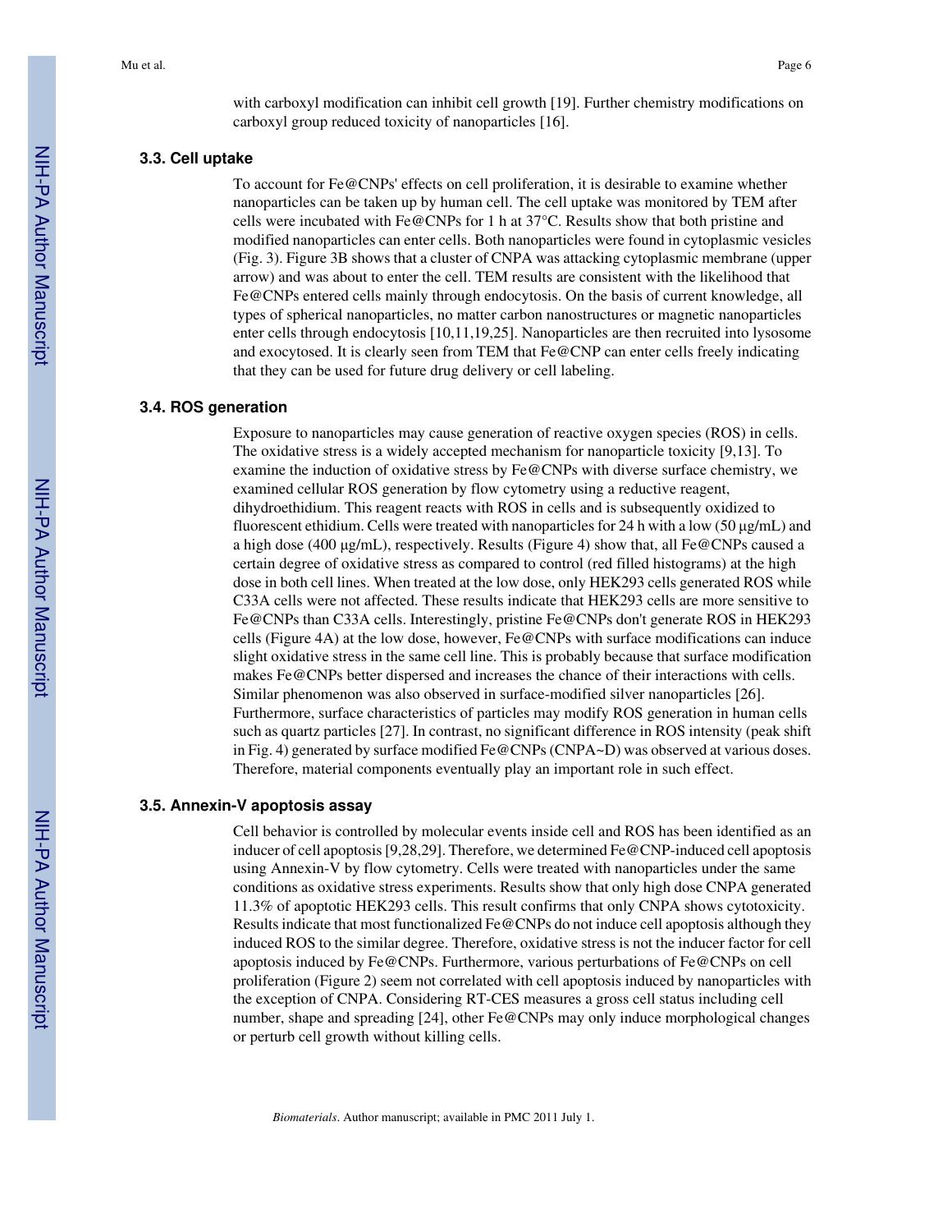with carboxyl modification can inhibit cell growth [19]. Further chemistry modifications on carboxyl group reduced toxicity of nanoparticles [16].

### 3.3. Cell uptake

To account for Fe@CNPs' effects on cell proliferation, it is desirable to examine whether nanoparticles can be taken up by human cell. The cell uptake was monitored by TEM after cells were incubated with Fe@CNPs for 1 h at 37°C. Results show that both pristine and modified nanoparticles can enter cells. Both nanoparticles were found in cytoplasmic vesicles (Fig. 3). Figure 3B shows that a cluster of CNPA was attacking cytoplasmic membrane (upper arrow) and was about to enter the cell. TEM results are consistent with the likelihood that Fe@CNPs entered cells mainly through endocytosis. On the basis of current knowledge, all types of spherical nanoparticles, no matter carbon nanostructures or magnetic nanoparticles enter cells through endocytosis [10,11,19,25]. Nanoparticles are then recruited into lysosome and exocytosed. It is clearly seen from TEM that Fe@CNP can enter cells freely indicating that they can be used for future drug delivery or cell labeling.

### 3.4. ROS generation

Exposure to nanoparticles may cause generation of reactive oxygen species (ROS) in cells. The oxidative stress is a widely accepted mechanism for nanoparticle toxicity [9,13]. To examine the induction of oxidative stress by Fe@CNPs with diverse surface chemistry, we examined cellular ROS generation by flow cytometry using a reductive reagent, dihydroethidium. This reagent reacts with ROS in cells and is subsequently oxidized to fluorescent ethidium. Cells were treated with nanoparticles for 24 h with a low (50 μg/mL) and a high dose (400 μg/mL), respectively. Results (Figure 4) show that, all Fe@CNPs caused a certain degree of oxidative stress as compared to control (red filled histograms) at the high dose in both cell lines. When treated at the low dose, only HEK293 cells generated ROS while C33A cells were not affected. These results indicate that HEK293 cells are more sensitive to Fe@CNPs than C33A cells. Interestingly, pristine Fe@CNPs don't generate ROS in HEK293 cells (Figure 4A) at the low dose, however, Fe@CNPs with surface modifications can induce slight oxidative stress in the same cell line. This is probably because that surface modification makes Fe@CNPs better dispersed and increases the chance of their interactions with cells. Similar phenomenon was also observed in surface-modified silver nanoparticles [26]. Furthermore, surface characteristics of particles may modify ROS generation in human cells such as quartz particles [27]. In contrast, no significant difference in ROS intensity (peak shift in Fig. 4) generated by surface modified Fe@CNPs (CNPA~D) was observed at various doses. Therefore, material components eventually play an important role in such effect.

### 3.5. Annexin-V apoptosis assay

Cell behavior is controlled by molecular events inside cell and ROS has been identified as an inducer of cell apoptosis [9,28,29]. Therefore, we determined Fe@CNP-induced cell apoptosis using Annexin-V by flow cytometry. Cells were treated with nanoparticles under the same conditions as oxidative stress experiments. Results show that only high dose CNPA generated 11.3% of apoptotic HEK293 cells. This result confirms that only CNPA shows cytotoxicity. Results indicate that most functionalized Fe@CNPs do not induce cell apoptosis although they induced ROS to the similar degree. Therefore, oxidative stress is not the inducer factor for cell apoptosis induced by Fe@CNPs. Furthermore, various perturbations of Fe@CNPs on cell proliferation (Figure 2) seem not correlated with cell apoptosis induced by nanoparticles with the exception of CNPA. Considering RT-CES measures a gross cell status including cell number, shape and spreading [24], other Fe@CNPs may only induce morphological changes or perturb cell growth without killing cells.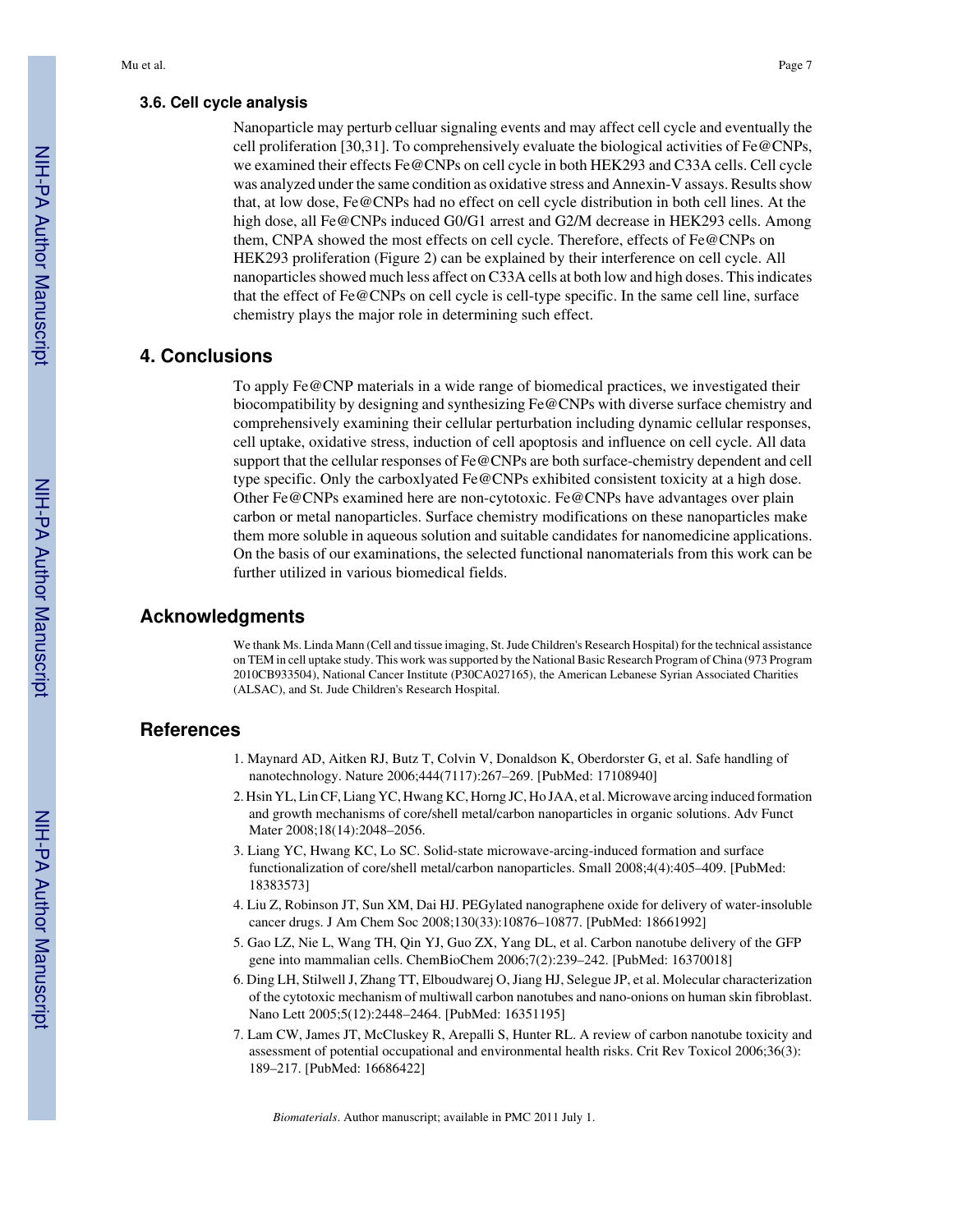### 3.6. Cell cycle analysis

Nanoparticle may perturb celluar signaling events and may affect cell cycle and eventually the cell proliferation [30,31]. To comprehensively evaluate the biological activities of Fe@CNPs, we examined their effects Fe@CNPs on cell cycle in both HEK293 and C33A cells. Cell cycle was analyzed under the same condition as oxidative stress and Annexin-V assays. Results show that, at low dose, Fe@CNPs had no effect on cell cycle distribution in both cell lines. At the high dose, all Fe@CNPs induced G0/G1 arrest and G2/M decrease in HEK293 cells. Among them, CNPA showed the most effects on cell cycle. Therefore, effects of Fe@CNPs on HEK293 proliferation (Figure 2) can be explained by their interference on cell cycle. All nanoparticles showed much less affect on C33A cells at both low and high doses. This indicates that the effect of Fe@CNPs on cell cycle is cell-type specific. In the same cell line, surface chemistry plays the major role in determining such effect.

## 4. Conclusions

To apply Fe@CNP materials in a wide range of biomedical practices, we investigated their biocompatibility by designing and synthesizing Fe@CNPs with diverse surface chemistry and comprehensively examining their cellular perturbation including dynamic cellular responses, cell uptake, oxidative stress, induction of cell apoptosis and influence on cell cycle. All data support that the cellular responses of Fe@CNPs are both surface-chemistry dependent and cell type specific. Only the carboxlyated Fe@CNPs exhibited consistent toxicity at a high dose. Other Fe@CNPs examined here are non-cytotoxic. Fe@CNPs have advantages over plain carbon or metal nanoparticles. Surface chemistry modifications on these nanoparticles make them more soluble in aqueous solution and suitable candidates for nanomedicine applications. On the basis of our examinations, the selected functional nanomaterials from this work can be further utilized in various biomedical fields.

## Acknowledgments

We thank Ms. Linda Mann (Cell and tissue imaging, St. Jude Children's Research Hospital) for the technical assistance on TEM in cell uptake study. This work was supported by the National Basic Research Program of China (973 Program 2010CB933504), National Cancer Institute (P30CA027165), the American Lebanese Syrian Associated Charities (ALSAC), and St. Jude Children's Research Hospital.

## References

1. Maynard AD, Aitken RJ, Butz T, Colvin V, Donaldson K, Oberdorster G, et al. Safe handling of nanotechnology. Nature 2006;444(7117):267–269. [PubMed: 17108940]
2. Hsin YL, Lin CF, Liang YC, Hwang KC, Horng JC, Ho JAA, et al. Microwave arcing induced formation and growth mechanisms of core/shell metal/carbon nanoparticles in organic solutions. Adv Funct Mater 2008;18(14):2048–2056.
3. Liang YC, Hwang KC, Lo SC. Solid-state microwave-arcing-induced formation and surface functionalization of core/shell metal/carbon nanoparticles. Small 2008;4(4):405–409. [PubMed: 18383573]
4. Liu Z, Robinson JT, Sun XM, Dai HJ. PEGylated nanographene oxide for delivery of water-insoluble cancer drugs. J Am Chem Soc 2008;130(33):10876–10877. [PubMed: 18661992]
5. Gao LZ, Nie L, Wang TH, Qin YJ, Guo ZX, Yang DL, et al. Carbon nanotube delivery of the GFP gene into mammalian cells. ChemBioChem 2006;7(2):239–242. [PubMed: 16370018]
6. Ding LH, Stilwell J, Zhang TT, Elboudwarej O, Jiang HJ, Selegue JP, et al. Molecular characterization of the cytotoxic mechanism of multiwall carbon nanotubes and nano-onions on human skin fibroblast. Nano Lett 2005;5(12):2448–2464. [PubMed: 16351195]
7. Lam CW, James JT, McCluskey R, Arepalli S, Hunter RL. A review of carbon nanotube toxicity and assessment of potential occupational and environmental health risks. Crit Rev Toxicol 2006;36(3): 189–217. [PubMed: 16686422]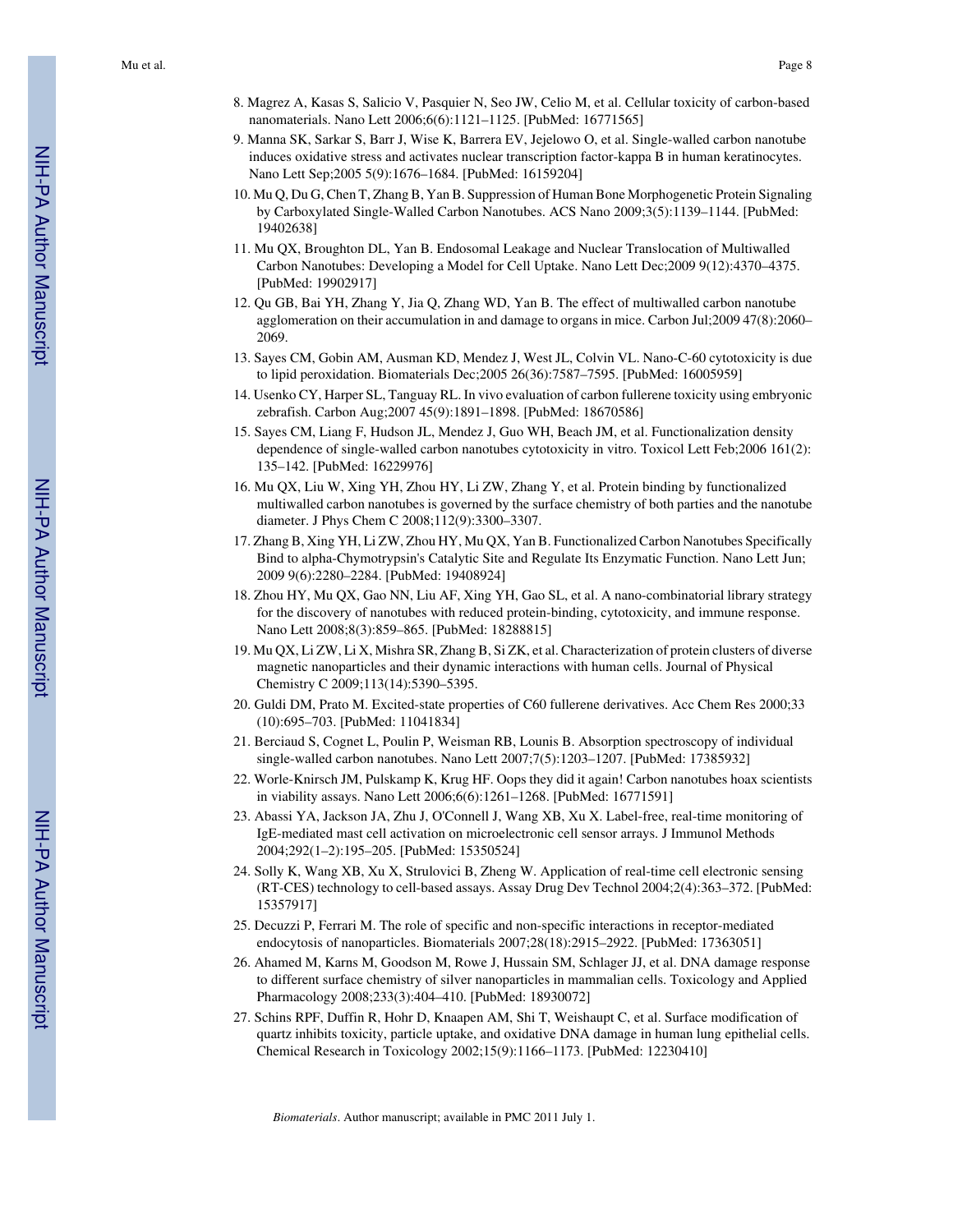8. Magrez A, Kasas S, Salicio V, Pasquier N, Seo JW, Celio M, et al. Cellular toxicity of carbon-based nanomaterials. Nano Lett 2006;6(6):1121–1125. [PubMed: 16771565]
9. Manna SK, Sarkar S, Barr J, Wise K, Barrera EV, Jejelowo O, et al. Single-walled carbon nanotube induces oxidative stress and activates nuclear transcription factor-kappa B in human keratinocytes. Nano Lett Sep;2005 5(9):1676–1684. [PubMed: 16159204]
10. Mu Q, Du G, Chen T, Zhang B, Yan B. Suppression of Human Bone Morphogenetic Protein Signaling by Carboxylated Single-Walled Carbon Nanotubes. ACS Nano 2009;3(5):1139–1144. [PubMed: 19402638]
11. Mu QX, Broughton DL, Yan B. Endosomal Leakage and Nuclear Translocation of Multiwalled Carbon Nanotubes: Developing a Model for Cell Uptake. Nano Lett Dec;2009 9(12):4370–4375. [PubMed: 19902917]
12. Qu GB, Bai YH, Zhang Y, Jia Q, Zhang WD, Yan B. The effect of multiwalled carbon nanotube agglomeration on their accumulation in and damage to organs in mice. Carbon Jul;2009 47(8):2060–2069.
13. Sayes CM, Gobin AM, Ausman KD, Mendez J, West JL, Colvin VL. Nano-C-60 cytotoxicity is due to lipid peroxidation. Biomaterials Dec;2005 26(36):7587–7595. [PubMed: 16005959]
14. Usenko CY, Harper SL, Tanguay RL. In vivo evaluation of carbon fullerene toxicity using embryonic zebrafish. Carbon Aug;2007 45(9):1891–1898. [PubMed: 18670586]
15. Sayes CM, Liang F, Hudson JL, Mendez J, Guo WH, Beach JM, et al. Functionalization density dependence of single-walled carbon nanotubes cytotoxicity in vitro. Toxicol Lett Feb;2006 161(2):135–142. [PubMed: 16229976]
16. Mu QX, Liu W, Xing YH, Zhou HY, Li ZW, Zhang Y, et al. Protein binding by functionalized multiwalled carbon nanotubes is governed by the surface chemistry of both parties and the nanotube diameter. J Phys Chem C 2008;112(9):3300–3307.
17. Zhang B, Xing YH, Li ZW, Zhou HY, Mu QX, Yan B. Functionalized Carbon Nanotubes Specifically Bind to alpha-Chymotrypsin's Catalytic Site and Regulate Its Enzymatic Function. Nano Lett Jun;2009 9(6):2280–2284. [PubMed: 19408924]
18. Zhou HY, Mu QX, Gao NN, Liu AF, Xing YH, Gao SL, et al. A nano-combinatorial library strategy for the discovery of nanotubes with reduced protein-binding, cytotoxicity, and immune response. Nano Lett 2008;8(3):859–865. [PubMed: 18288815]
19. Mu QX, Li ZW, Li X, Mishra SR, Zhang B, Si ZK, et al. Characterization of protein clusters of diverse magnetic nanoparticles and their dynamic interactions with human cells. Journal of Physical Chemistry C 2009;113(14):5390–5395.
20. Guldi DM, Prato M. Excited-state properties of C60 fullerene derivatives. Acc Chem Res 2000;33(10):695–703. [PubMed: 11041834]
21. Berciaud S, Cognet L, Poulin P, Weisman RB, Lounis B. Absorption spectroscopy of individual single-walled carbon nanotubes. Nano Lett 2007;7(5):1203–1207. [PubMed: 17385932]
22. Worle-Knirsch JM, Pulskamp K, Krug HF. Oops they did it again! Carbon nanotubes hoax scientists in viability assays. Nano Lett 2006;6(6):1261–1268. [PubMed: 16771591]
23. Abassi YA, Jackson JA, Zhu J, O'Connell J, Wang XB, Xu X. Label-free, real-time monitoring of IgE-mediated mast cell activation on microelectronic cell sensor arrays. J Immunol Methods 2004;292(1–2):195–205. [PubMed: 15350524]
24. Solly K, Wang XB, Xu X, Strulovici B, Zheng W. Application of real-time cell electronic sensing (RT-CES) technology to cell-based assays. Assay Drug Dev Technol 2004;2(4):363–372. [PubMed: 15357917]
25. Decuzzi P, Ferrari M. The role of specific and non-specific interactions in receptor-mediated endocytosis of nanoparticles. Biomaterials 2007;28(18):2915–2922. [PubMed: 17363051]
26. Ahamed M, Karns M, Goodson M, Rowe J, Hussain SM, Schlager JJ, et al. DNA damage response to different surface chemistry of silver nanoparticles in mammalian cells. Toxicology and Applied Pharmacology 2008;233(3):404–410. [PubMed: 18930072]
27. Schins RPF, Duffin R, Hohr D, Knaapen AM, Shi T, Weishaupt C, et al. Surface modification of quartz inhibits toxicity, particle uptake, and oxidative DNA damage in human lung epithelial cells. Chemical Research in Toxicology 2002;15(9):1166–1173. [PubMed: 12230410]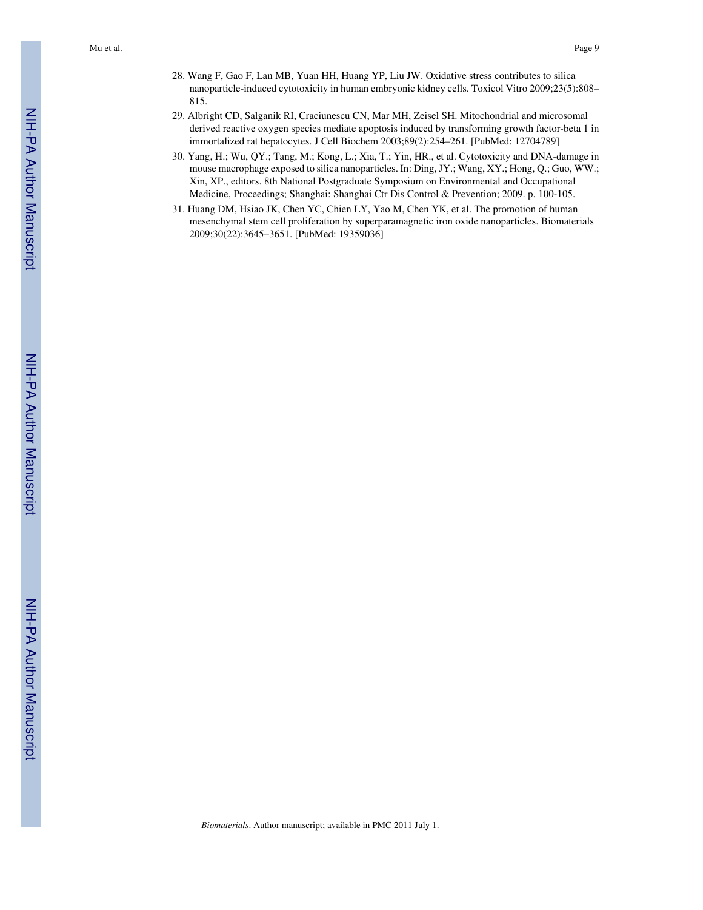28. Wang F, Gao F, Lan MB, Yuan HH, Huang YP, Liu JW. Oxidative stress contributes to silica nanoparticle-induced cytotoxicity in human embryonic kidney cells. Toxicol Vitro 2009;23(5):808–815.
29. Albright CD, Salganik RI, Craciunescu CN, Mar MH, Zeisel SH. Mitochondrial and microsomal derived reactive oxygen species mediate apoptosis induced by transforming growth factor-beta 1 in immortalized rat hepatocytes. J Cell Biochem 2003;89(2):254–261. [PubMed: 12704789]
30. Yang, H.; Wu, QY.; Tang, M.; Kong, L.; Xia, T.; Yin, HR., et al. Cytotoxicity and DNA-damage in mouse macrophage exposed to silica nanoparticles. In: Ding, JY.; Wang, XY.; Hong, Q.; Guo, WW.; Xin, XP., editors. 8th National Postgraduate Symposium on Environmental and Occupational Medicine, Proceedings; Shanghai: Shanghai Ctr Dis Control & Prevention; 2009. p. 100-105.
31. Huang DM, Hsiao JK, Chen YC, Chien LY, Yao M, Chen YK, et al. The promotion of human mesenchymal stem cell proliferation by superparamagnetic iron oxide nanoparticles. Biomaterials 2009;30(22):3645–3651. [PubMed: 19359036]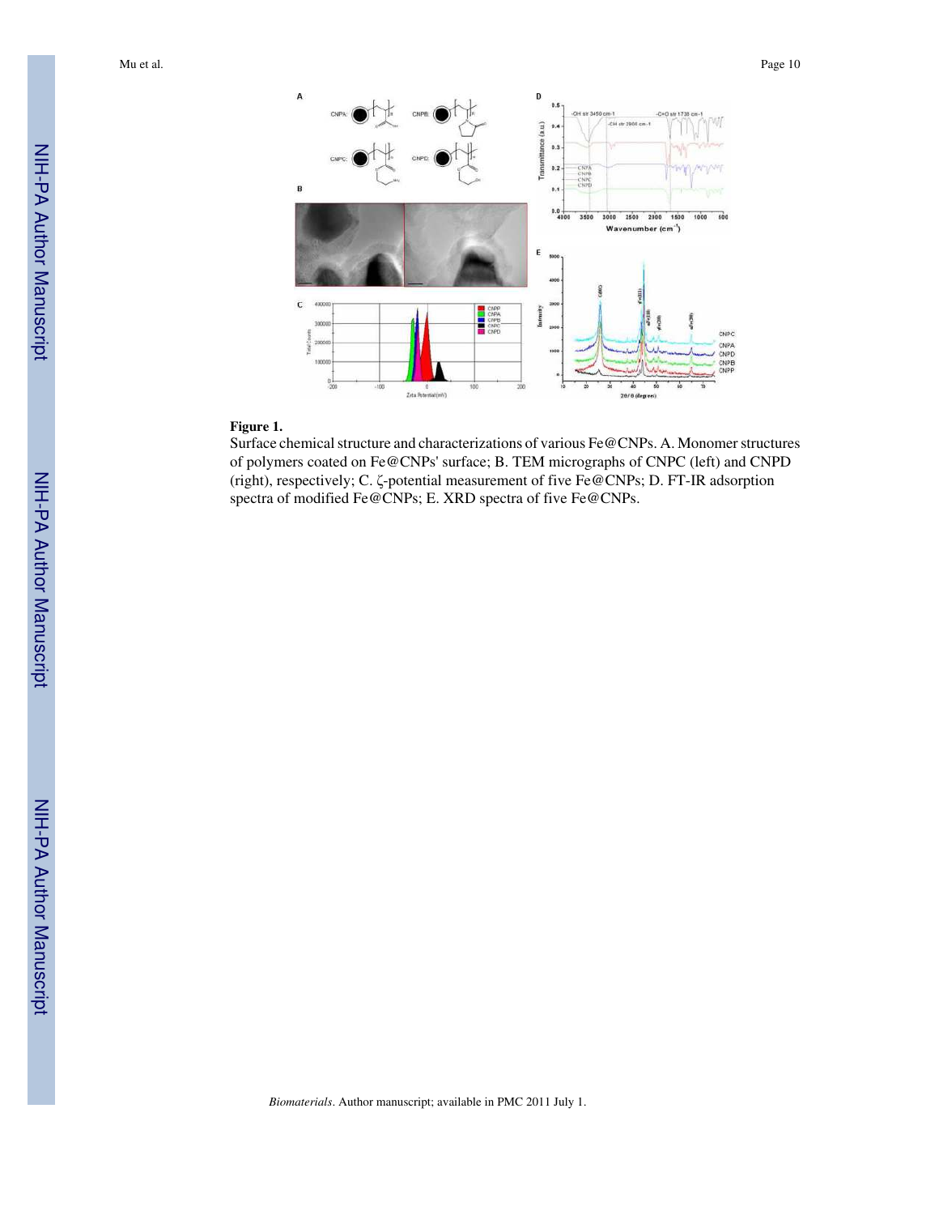**Figure 1.**

Surface chemical structure and characterizations of various Fe@CNPs. A. Monomer structures of polymers coated on Fe@CNPs' surface; B. TEM micrographs of CNPC (left) and CNPD (right), respectively; C. ζ-potential measurement of five Fe@CNPs; D. FT-IR adsorption spectra of modified Fe@CNPs; E. XRD spectra of five Fe@CNPs.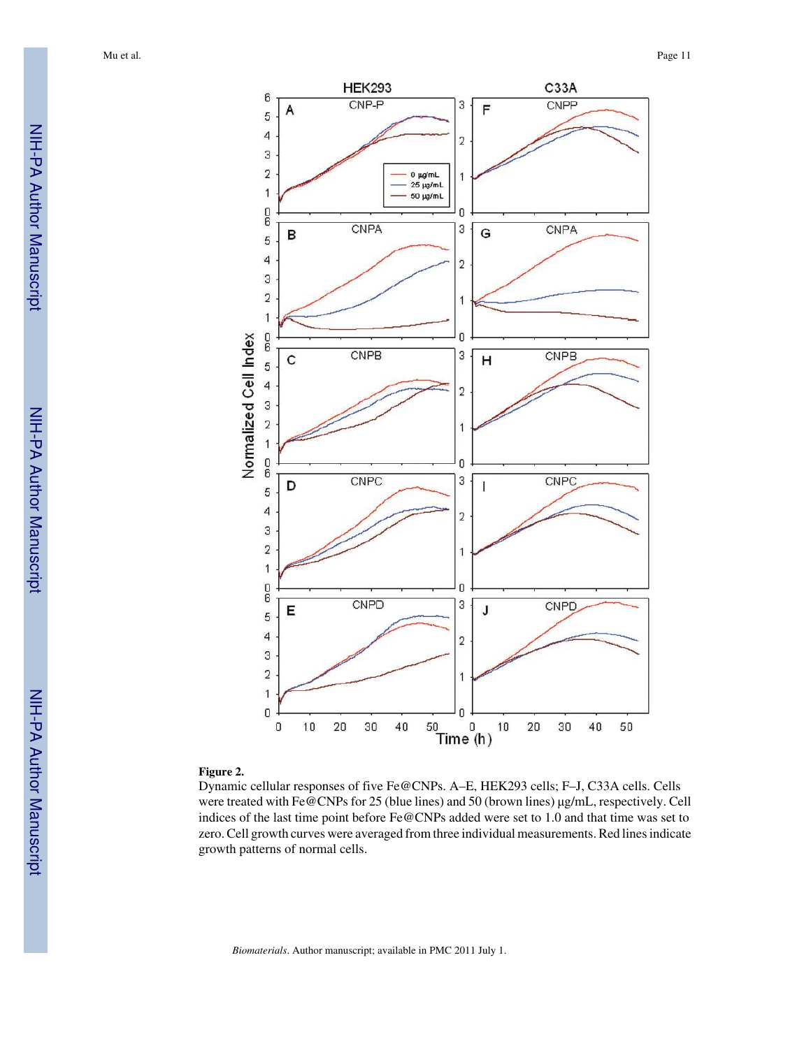**Figure 2.**

Dynamic cellular responses of five Fe@CNPs. A–E, HEK293 cells; F–J, C33A cells. Cells were treated with Fe@CNPs for 25 (blue lines) and 50 (brown lines) μg/mL, respectively. Cell indices of the last time point before Fe@CNPs added were set to 1.0 and that time was set to zero. Cell growth curves were averaged from three individual measurements. Red lines indicate growth patterns of normal cells.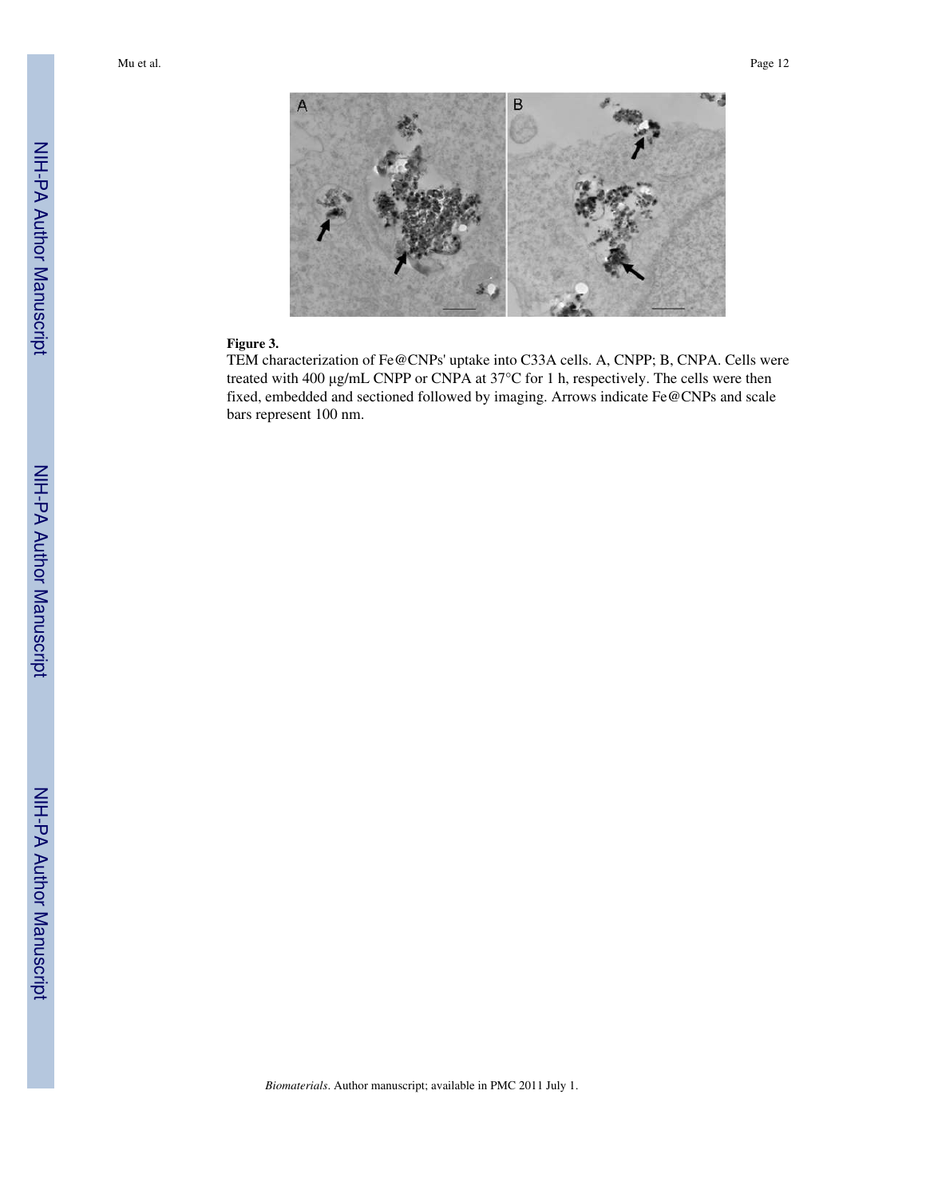**Figure 3.**

TEM characterization of Fe@CNPs' uptake into C33A cells. A, CNPP; B, CNPA. Cells were treated with 400 μg/mL CNPP or CNPA at 37°C for 1 h, respectively. The cells were then fixed, embedded and sectioned followed by imaging. Arrows indicate Fe@CNPs and scale bars represent 100 nm.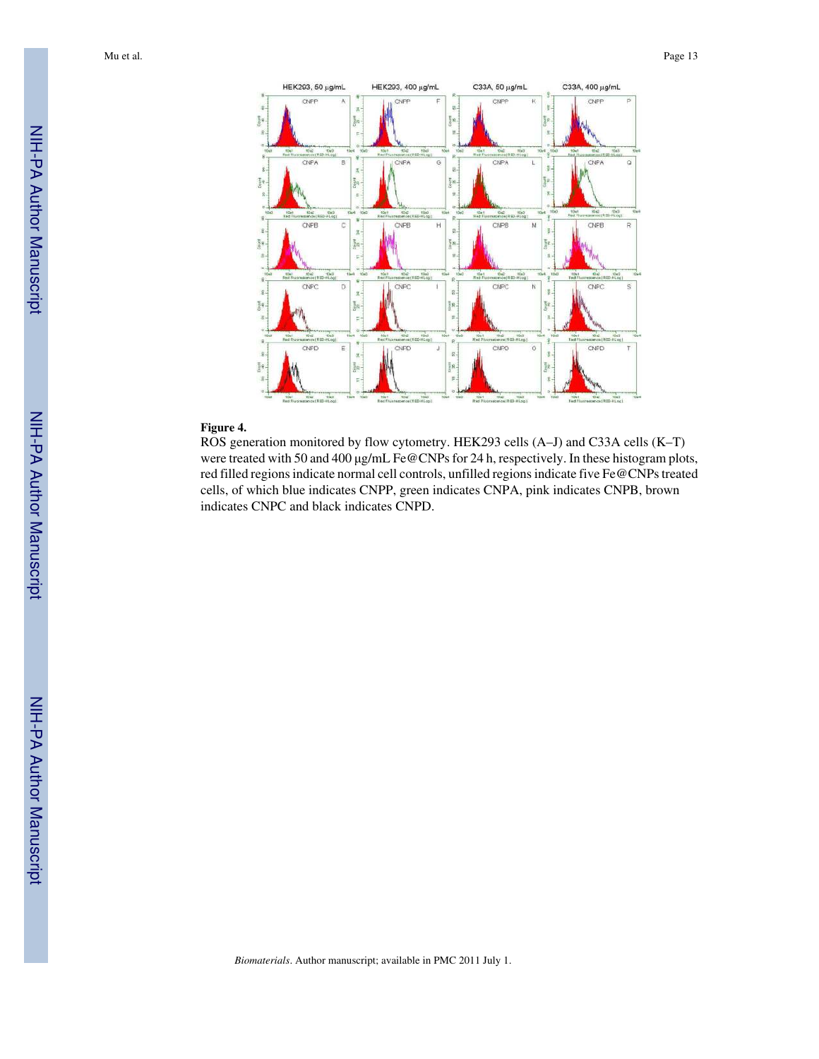**Figure 4.**

ROS generation monitored by flow cytometry. HEK293 cells (A–J) and C33A cells (K–T) were treated with 50 and 400 μg/mL Fe@CNPs for 24 h, respectively. In these histogram plots, red filled regions indicate normal cell controls, unfilled regions indicate five Fe@CNPs treated cells, of which blue indicates CNPP, green indicates CNPA, pink indicates CNPB, brown indicates CNPC and black indicates CNPD.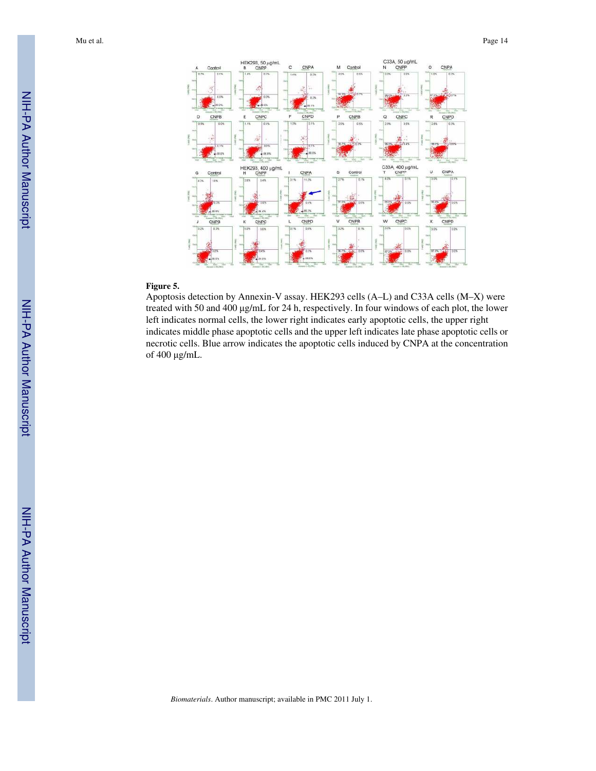**Figure 5.**

Apoptosis detection by Annexin-V assay. HEK293 cells (A–L) and C33A cells (M–X) were treated with 50 and 400 μg/mL for 24 h, respectively. In four windows of each plot, the lower left indicates normal cells, the lower right indicates early apoptotic cells, the upper right indicates middle phase apoptotic cells and the upper left indicates late phase apoptotic cells or necrotic cells. Blue arrow indicates the apoptotic cells induced by CNPA at the concentration of 400 μg/mL.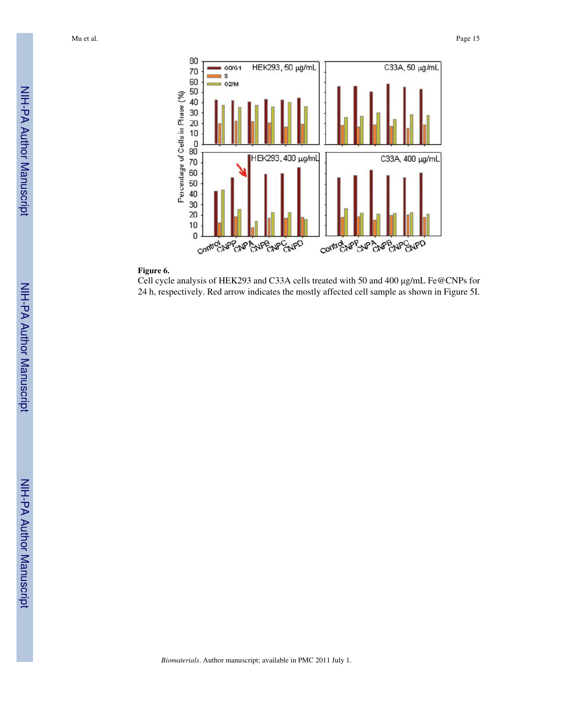80
70
60
50
40
30
20
10
0
80
70
60
50
40
30
20
10
0

G0/G1
S
G2/M

HEK293, 50 μg/mL
C33A, 50 μg/mL
HEK293, 400 μg/mL
C33A, 400 μg/mL

Percentage of Cells in Phase (%)

Control CNPP CNPA CNPB CNPC CNPD
Control CNPP CNPA CNPB CNPC CNPD

**Figure 6.**

Cell cycle analysis of HEK293 and C33A cells treated with 50 and 400 μg/mL Fe@CNPs for 24 h, respectively. Red arrow indicates the mostly affected cell sample as shown in Figure 5I.